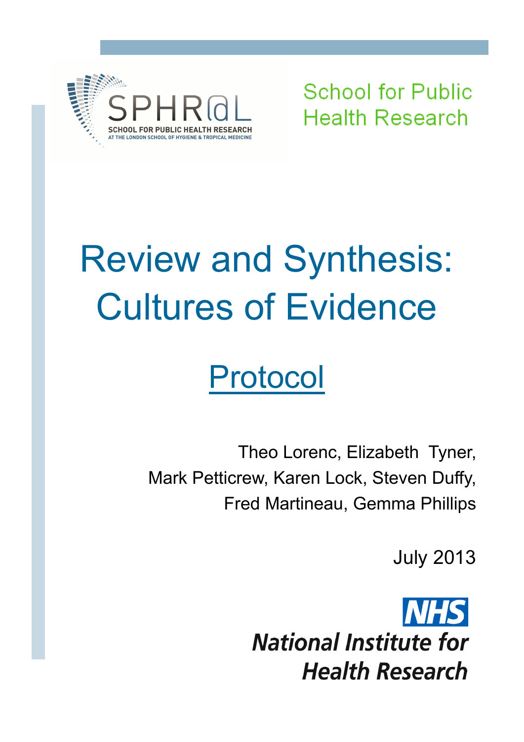SPHR@L

SCHOOL FOR PUBLIC HEALTH RESEARCH
AT THE LONDON SCHOOL OF HYGIENE & TROPICAL MEDICINE

School for Public Health Research

# Review and Synthesis: Cultures of Evidence

## Protocol

Theo Lorenc, Elizabeth Tyner, Mark Petticrew, Karen Lock, Steven Duffy, Fred Martineau, Gemma Phillips

July 2013

NHS
National Institute for Health Research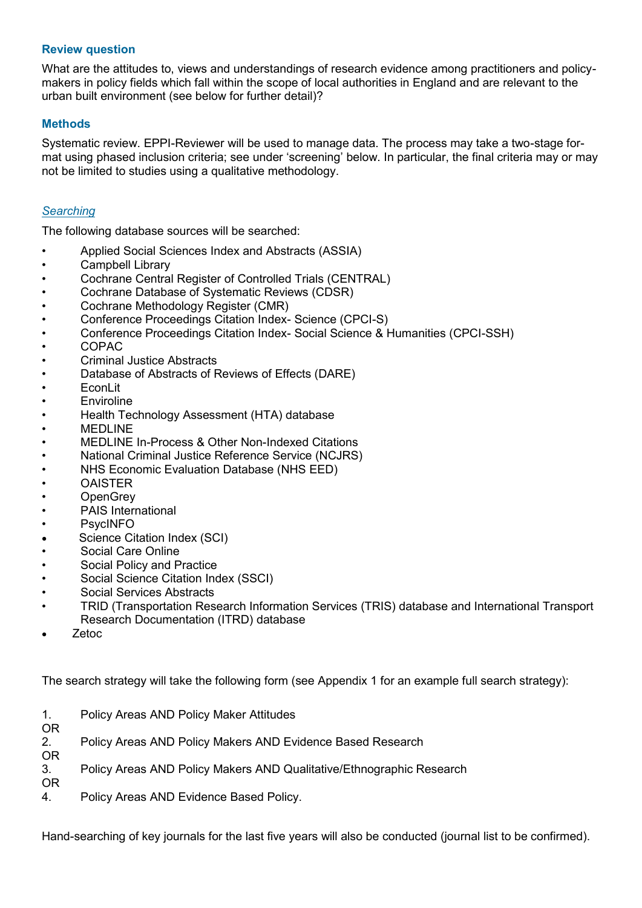### Review question

What are the attitudes to, views and understandings of research evidence among practitioners and policy-makers in policy fields which fall within the scope of local authorities in England and are relevant to the urban built environment (see below for further detail)?

### Methods

Systematic review. EPPI-Reviewer will be used to manage data. The process may take a two-stage format using phased inclusion criteria; see under 'screening' below. In particular, the final criteria may or may not be limited to studies using a qualitative methodology.

#### *Searching*

The following database sources will be searched:

- Applied Social Sciences Index and Abstracts (ASSIA)
- Campbell Library
- Cochrane Central Register of Controlled Trials (CENTRAL)
- Cochrane Database of Systematic Reviews (CDSR)
- Cochrane Methodology Register (CMR)
- Conference Proceedings Citation Index- Science (CPCI-S)
- Conference Proceedings Citation Index- Social Science & Humanities (CPCI-SSH)
- COPAC
- Criminal Justice Abstracts
- Database of Abstracts of Reviews of Effects (DARE)
- EconLit
- Enviroline
- Health Technology Assessment (HTA) database
- MEDLINE
- MEDLINE In-Process & Other Non-Indexed Citations
- National Criminal Justice Reference Service (NCJRS)
- NHS Economic Evaluation Database (NHS EED)
- OAISTER
- OpenGrey
- PAIS International
- PsycINFO
- Science Citation Index (SCI)
- Social Care Online
- Social Policy and Practice
- Social Science Citation Index (SSCI)
- Social Services Abstracts
- TRID (Transportation Research Information Services (TRIS) database and International Transport Research Documentation (ITRD) database
- Zetoc

The search strategy will take the following form (see Appendix 1 for an example full search strategy):

1. Policy Areas AND Policy Maker Attitudes

OR

2. Policy Areas AND Policy Makers AND Evidence Based Research

OR

3. Policy Areas AND Policy Makers AND Qualitative/Ethnographic Research

OR

4. Policy Areas AND Evidence Based Policy.

Hand-searching of key journals for the last five years will also be conducted (journal list to be confirmed).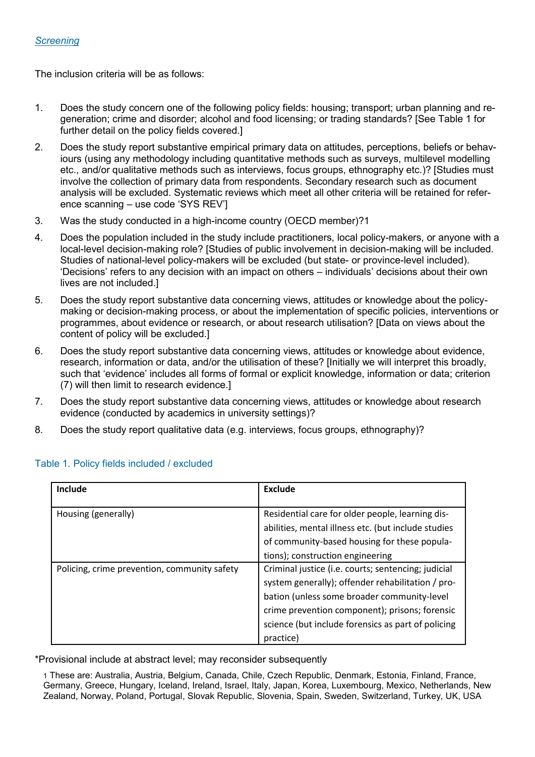*Screening*

The inclusion criteria will be as follows:

1. Does the study concern one of the following policy fields: housing; transport; urban planning and regeneration; crime and disorder; alcohol and food licensing; or trading standards? [See Table 1 for further detail on the policy fields covered.]
2. Does the study report substantive empirical primary data on attitudes, perceptions, beliefs or behaviours (using any methodology including quantitative methods such as surveys, multilevel modelling etc., and/or qualitative methods such as interviews, focus groups, ethnography etc.)? [Studies must involve the collection of primary data from respondents. Secondary research such as document analysis will be excluded. Systematic reviews which meet all other criteria will be retained for reference scanning – use code 'SYS REV']
3. Was the study conducted in a high-income country (OECD member)?[1]
4. Does the population included in the study include practitioners, local policy-makers, or anyone with a local-level decision-making role? [Studies of public involvement in decision-making will be included. Studies of national-level policy-makers will be excluded (but state- or province-level included). 'Decisions' refers to any decision with an impact on others – individuals' decisions about their own lives are not included.]
5. Does the study report substantive data concerning views, attitudes or knowledge about the policy-making or decision-making process, or about the implementation of specific policies, interventions or programmes, about evidence or research, or about research utilisation? [Data on views about the content of policy will be excluded.]
6. Does the study report substantive data concerning views, attitudes or knowledge about evidence, research, information or data, and/or the utilisation of these? [Initially we will interpret this broadly, such that 'evidence' includes all forms of formal or explicit knowledge, information or data; criterion (7) will then limit to research evidence.]
7. Does the study report substantive data concerning views, attitudes or knowledge about research evidence (conducted by academics in university settings)?
8. Does the study report qualitative data (e.g. interviews, focus groups, ethnography)?

Table 1. Policy fields included / excluded

| Include | Exclude |
|---|---|
| Housing (generally) | Residential care for older people, learning disabilities, mental illness etc. (but include studies of community-based housing for these populations); construction engineering |
| Policing, crime prevention, community safety | Criminal justice (i.e. courts; sentencing; judicial system generally); offender rehabilitation / probation (unless some broader community-level crime prevention component); prisons; forensic science (but include forensics as part of policing practice) |

*Provisional include at abstract level; may reconsider subsequently

[1] These are: Australia, Austria, Belgium, Canada, Chile, Czech Republic, Denmark, Estonia, Finland, France, Germany, Greece, Hungary, Iceland, Ireland, Israel, Italy, Japan, Korea, Luxembourg, Mexico, Netherlands, New Zealand, Norway, Poland, Portugal, Slovak Republic, Slovenia, Spain, Sweden, Switzerland, Turkey, UK, USA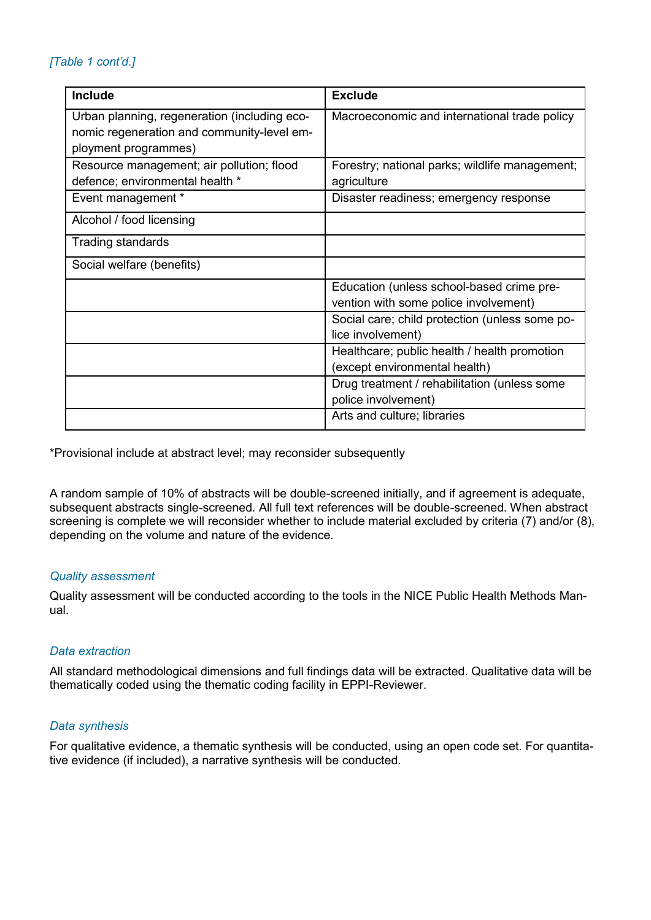*[Table 1 cont'd.]*

| Include | Exclude |
|---|---|
| Urban planning, regeneration (including economic regeneration and community-level employment programmes) | Macroeconomic and international trade policy |
| Resource management; air pollution; flood defence; environmental health * | Forestry; national parks; wildlife management; agriculture |
| Event management * | Disaster readiness; emergency response |
| Alcohol / food licensing | |
| Trading standards | |
| Social welfare (benefits) | |
| | Education (unless school-based crime prevention with some police involvement) |
| | Social care; child protection (unless some police involvement) |
| | Healthcare; public health / health promotion (except environmental health) |
| | Drug treatment / rehabilitation (unless some police involvement) |
| | Arts and culture; libraries |

*Provisional include at abstract level; may reconsider subsequently

A random sample of 10% of abstracts will be double-screened initially, and if agreement is adequate, subsequent abstracts single-screened. All full text references will be double-screened. When abstract screening is complete we will reconsider whether to include material excluded by criteria (7) and/or (8), depending on the volume and nature of the evidence.

### *Quality assessment*

Quality assessment will be conducted according to the tools in the NICE Public Health Methods Manual.

### *Data extraction*

All standard methodological dimensions and full findings data will be extracted. Qualitative data will be thematically coded using the thematic coding facility in EPPI-Reviewer.

### *Data synthesis*

For qualitative evidence, a thematic synthesis will be conducted, using an open code set. For quantitative evidence (if included), a narrative synthesis will be conducted.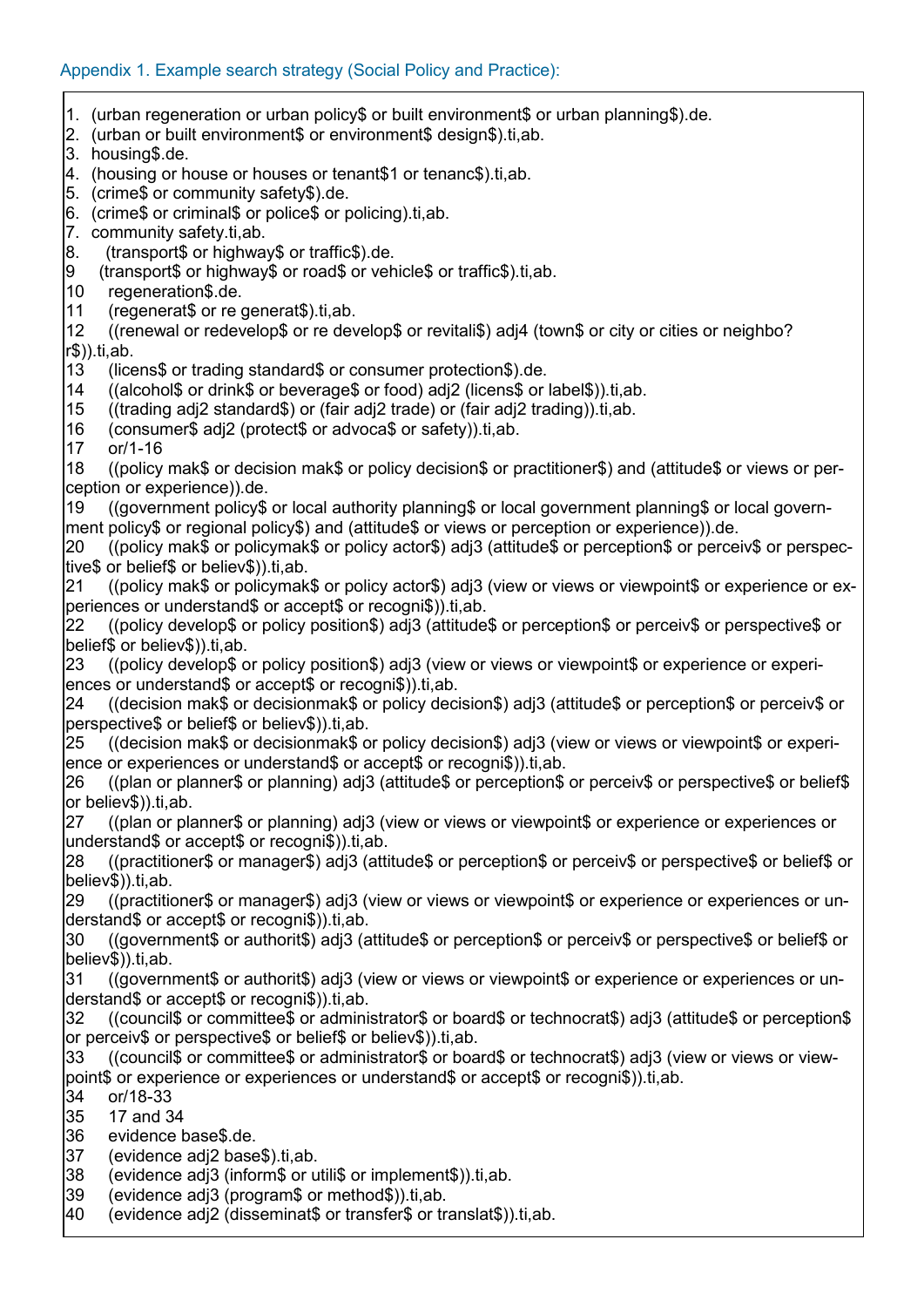## Appendix 1. Example search strategy (Social Policy and Practice):

1. (urban regeneration or urban policy$ or built environment$ or urban planning$).de.
2. (urban or built environment$ or environment$ design$).ti,ab.
3. housing$.de.
4. (housing or house or houses or tenant$1 or tenanc$).ti,ab.
5. (crime$ or community safety$).de.
6. (crime$ or criminal$ or police$ or policing).ti,ab.
7. community safety.ti,ab.
8. (transport$ or highway$ or traffic$).de.
9. (transport$ or highway$ or road$ or vehicle$ or traffic$).ti,ab.
10. regeneration$.de.
11. (regenerat$ or re generat$).ti,ab.
12. ((renewal or redevelop$ or re develop$ or revitali$) adj4 (town$ or city or cities or neighbo?r$)).ti,ab.
13. (licens$ or trading standard$ or consumer protection$).de.
14. ((alcohol$ or drink$ or beverage$ or food) adj2 (licens$ or label$)).ti,ab.
15. ((trading adj2 standard$) or (fair adj2 trade) or (fair adj2 trading)).ti,ab.
16. (consumer$ adj2 (protect$ or advoca$ or safety)).ti,ab.
17. or/1-16
18. ((policy mak$ or decision mak$ or policy decision$ or practitioner$) and (attitude$ or views or perception or experience)).de.
19. ((government policy$ or local authority planning$ or local government planning$ or local government policy$ or regional policy$) and (attitude$ or views or perception or experience)).de.
20. ((policy mak$ or policymak$ or policy actor$) adj3 (attitude$ or perception$ or perceiv$ or perspective$ or belief$ or believ$)).ti,ab.
21. ((policy mak$ or policymak$ or policy actor$) adj3 (view or views or viewpoint$ or experience or experiences or understand$ or accept$ or recogni$)).ti,ab.
22. ((policy develop$ or policy position$) adj3 (attitude$ or perception$ or perceiv$ or perspective$ or belief$ or believ$)).ti,ab.
23. ((policy develop$ or policy position$) adj3 (view or views or viewpoint$ or experience or experiences or understand$ or accept$ or recogni$)).ti,ab.
24. ((decision mak$ or decisionmak$ or policy decision$) adj3 (attitude$ or perception$ or perceiv$ or perspective$ or belief$ or believ$)).ti,ab.
25. ((decision mak$ or decisionmak$ or policy decision$) adj3 (view or views or viewpoint$ or experience or experiences or understand$ or accept$ or recogni$)).ti,ab.
26. ((plan or planner$ or planning) adj3 (attitude$ or perception$ or perceiv$ or perspective$ or belief$ or believ$)).ti,ab.
27. ((plan or planner$ or planning) adj3 (view or views or viewpoint$ or experience or experiences or understand$ or accept$ or recogni$)).ti,ab.
28. ((practitioner$ or manager$) adj3 (attitude$ or perception$ or perceiv$ or perspective$ or belief$ or believ$)).ti,ab.
29. ((practitioner$ or manager$) adj3 (view or views or viewpoint$ or experience or experiences or understand$ or accept$ or recogni$)).ti,ab.
30. ((government$ or authorit$) adj3 (attitude$ or perception$ or perceiv$ or perspective$ or belief$ or believ$)).ti,ab.
31. ((government$ or authorit$) adj3 (view or views or viewpoint$ or experience or experiences or understand$ or accept$ or recogni$)).ti,ab.
32. ((council$ or committee$ or administrator$ or board$ or technocrat$) adj3 (attitude$ or perception$ or perceiv$ or perspective$ or belief$ or believ$)).ti,ab.
33. ((council$ or committee$ or administrator$ or board$ or technocrat$) adj3 (view or views or viewpoint$ or experience or experiences or understand$ or accept$ or recogni$)).ti,ab.
34. or/18-33
35. 17 and 34
36. evidence base$.de.
37. (evidence adj2 base$).ti,ab.
38. (evidence adj3 (inform$ or utili$ or implement$)).ti,ab.
39. (evidence adj3 (program$ or method$)).ti,ab.
40. (evidence adj2 (disseminat$ or transfer$ or translat$)).ti,ab.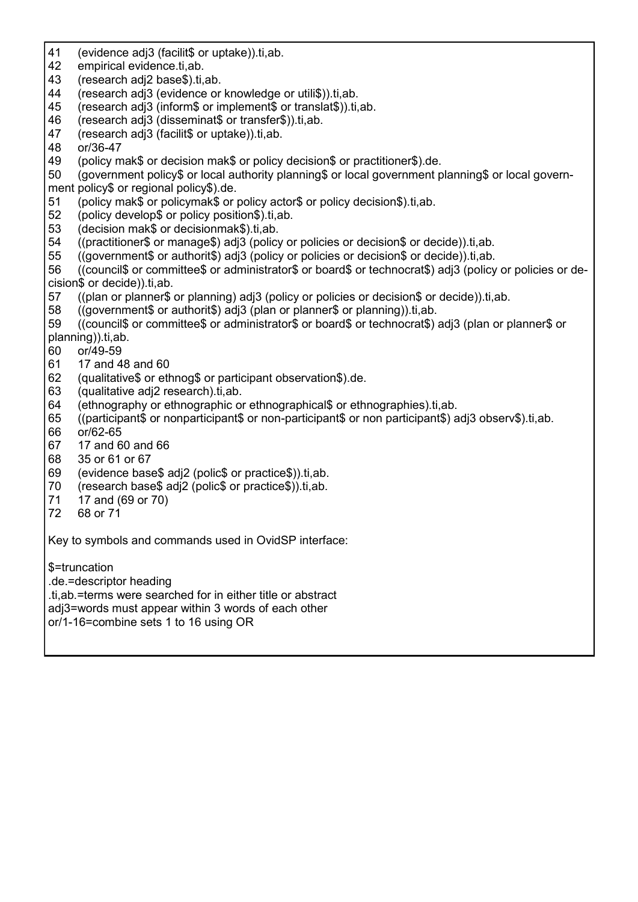41 (evidence adj3 (facilit$ or uptake)).ti,ab.
42 empirical evidence.ti,ab.
43 (research adj2 base$).ti,ab.
44 (research adj3 (evidence or knowledge or utili$)).ti,ab.
45 (research adj3 (inform$ or implement$ or translat$)).ti,ab.
46 (research adj3 (disseminat$ or transfer$)).ti,ab.
47 (research adj3 (facilit$ or uptake)).ti,ab.
48 or/36-47
49 (policy mak$ or decision mak$ or policy decision$ or practitioner$).de.
50 (government policy$ or local authority planning$ or local government planning$ or local government policy$ or regional policy$).de.
51 (policy mak$ or policymak$ or policy actor$ or policy decision$).ti,ab.
52 (policy develop$ or policy position$).ti,ab.
53 (decision mak$ or decisionmak$).ti,ab.
54 ((practitioner$ or manage$) adj3 (policy or policies or decision$ or decide)).ti,ab.
55 ((government$ or authorit$) adj3 (policy or policies or decision$ or decide)).ti,ab.
56 ((council$ or committee$ or administrator$ or board$ or technocrat$) adj3 (policy or policies or decision$ or decide)).ti,ab.
57 ((plan or planner$ or planning) adj3 (policy or policies or decision$ or decide)).ti,ab.
58 ((government$ or authorit$) adj3 (plan or planner$ or planning)).ti,ab.
59 ((council$ or committee$ or administrator$ or board$ or technocrat$) adj3 (plan or planner$ or planning)).ti,ab.
60 or/49-59
61 17 and 48 and 60
62 (qualitative$ or ethnog$ or participant observation$).de.
63 (qualitative adj2 research).ti,ab.
64 (ethnography or ethnographic or ethnographical$ or ethnographies).ti,ab.
65 ((participant$ or nonparticipant$ or non-participant$ or non participant$) adj3 observ$).ti,ab.
66 or/62-65
67 17 and 60 and 66
68 35 or 61 or 67
69 (evidence base$ adj2 (polic$ or practice$)).ti,ab.
70 (research base$ adj2 (polic$ or practice$)).ti,ab.
71 17 and (69 or 70)
72 68 or 71

Key to symbols and commands used in OvidSP interface:

$=truncation
.de.=descriptor heading
.ti,ab.=terms were searched for in either title or abstract
adj3=words must appear within 3 words of each other
or/1-16=combine sets 1 to 16 using OR